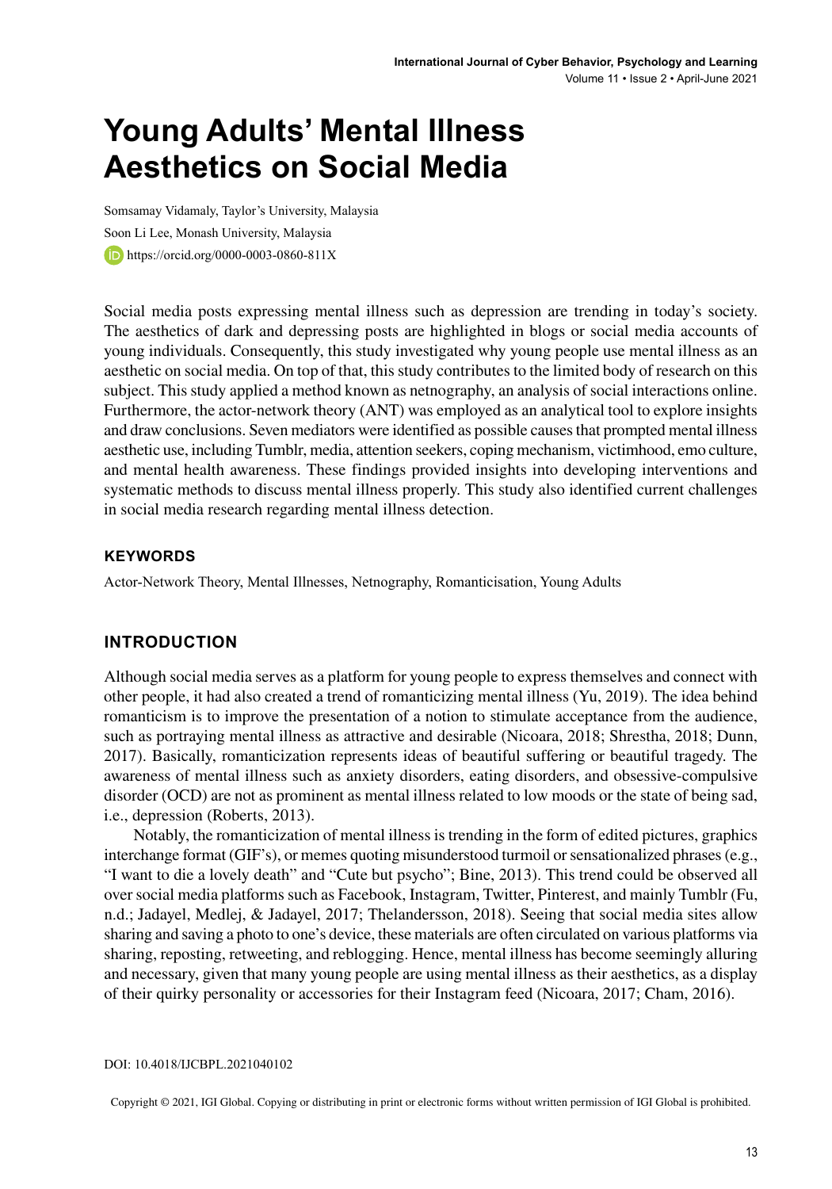# Young Adults' Mental Illness Aesthetics on Social Media

Somsamay Vidamaly, Taylor's University, Malaysia

Soon Li Lee, Monash University, Malaysia

https://orcid.org/0000-0003-0860-811X

Social media posts expressing mental illness such as depression are trending in today's society. The aesthetics of dark and depressing posts are highlighted in blogs or social media accounts of young individuals. Consequently, this study investigated why young people use mental illness as an aesthetic on social media. On top of that, this study contributes to the limited body of research on this subject. This study applied a method known as netnography, an analysis of social interactions online. Furthermore, the actor-network theory (ANT) was employed as an analytical tool to explore insights and draw conclusions. Seven mediators were identified as possible causes that prompted mental illness aesthetic use, including Tumblr, media, attention seekers, coping mechanism, victimhood, emo culture, and mental health awareness. These findings provided insights into developing interventions and systematic methods to discuss mental illness properly. This study also identified current challenges in social media research regarding mental illness detection.

## KEYWORDS

Actor-Network Theory, Mental Illnesses, Netnography, Romanticisation, Young Adults

## INTRODUCTION

Although social media serves as a platform for young people to express themselves and connect with other people, it had also created a trend of romanticizing mental illness (Yu, 2019). The idea behind romanticism is to improve the presentation of a notion to stimulate acceptance from the audience, such as portraying mental illness as attractive and desirable (Nicoara, 2018; Shrestha, 2018; Dunn, 2017). Basically, romanticization represents ideas of beautiful suffering or beautiful tragedy. The awareness of mental illness such as anxiety disorders, eating disorders, and obsessive-compulsive disorder (OCD) are not as prominent as mental illness related to low moods or the state of being sad, i.e., depression (Roberts, 2013).

Notably, the romanticization of mental illness is trending in the form of edited pictures, graphics interchange format (GIF's), or memes quoting misunderstood turmoil or sensationalized phrases (e.g., "I want to die a lovely death" and "Cute but psycho"; Bine, 2013). This trend could be observed all over social media platforms such as Facebook, Instagram, Twitter, Pinterest, and mainly Tumblr (Fu, n.d.; Jadayel, Medlej, & Jadayel, 2017; Thelandersson, 2018). Seeing that social media sites allow sharing and saving a photo to one's device, these materials are often circulated on various platforms via sharing, reposting, retweeting, and reblogging. Hence, mental illness has become seemingly alluring and necessary, given that many young people are using mental illness as their aesthetics, as a display of their quirky personality or accessories for their Instagram feed (Nicoara, 2017; Cham, 2016).

DOI: 10.4018/IJCBPL.2021040102

Copyright © 2021, IGI Global. Copying or distributing in print or electronic forms without written permission of IGI Global is prohibited.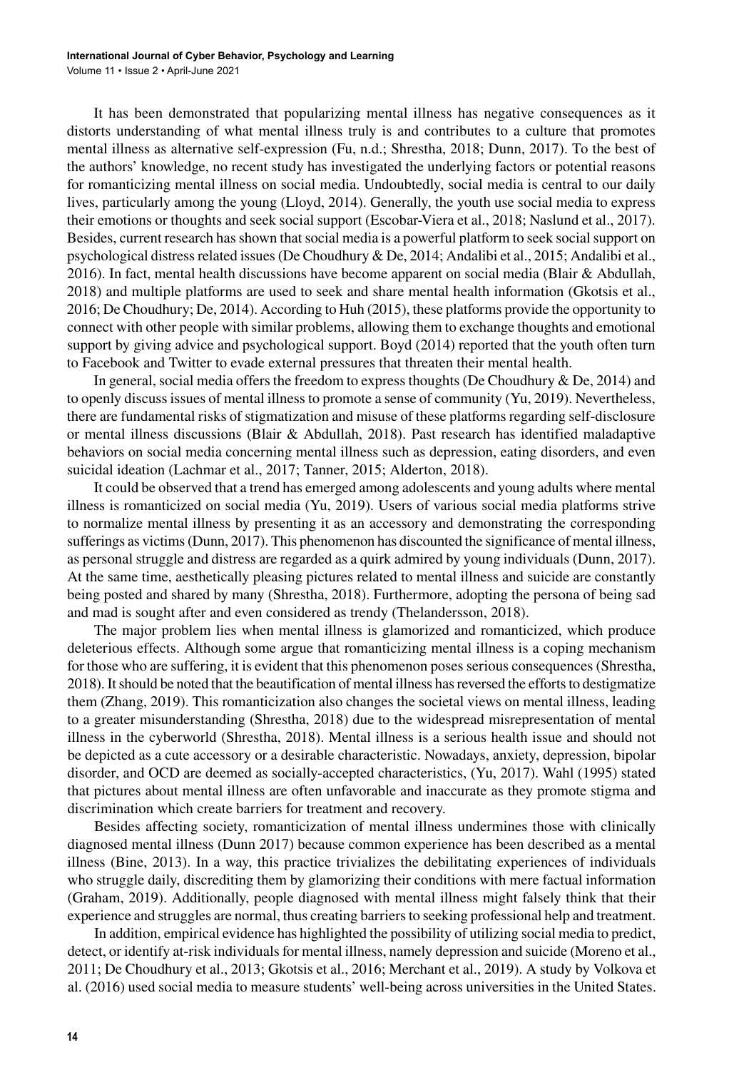It has been demonstrated that popularizing mental illness has negative consequences as it distorts understanding of what mental illness truly is and contributes to a culture that promotes mental illness as alternative self-expression (Fu, n.d.; Shrestha, 2018; Dunn, 2017). To the best of the authors' knowledge, no recent study has investigated the underlying factors or potential reasons for romanticizing mental illness on social media. Undoubtedly, social media is central to our daily lives, particularly among the young (Lloyd, 2014). Generally, the youth use social media to express their emotions or thoughts and seek social support (Escobar-Viera et al., 2018; Naslund et al., 2017). Besides, current research has shown that social media is a powerful platform to seek social support on psychological distress related issues (De Choudhury & De, 2014; Andalibi et al., 2015; Andalibi et al., 2016). In fact, mental health discussions have become apparent on social media (Blair & Abdullah, 2018) and multiple platforms are used to seek and share mental health information (Gkotsis et al., 2016; De Choudhury; De, 2014). According to Huh (2015), these platforms provide the opportunity to connect with other people with similar problems, allowing them to exchange thoughts and emotional support by giving advice and psychological support. Boyd (2014) reported that the youth often turn to Facebook and Twitter to evade external pressures that threaten their mental health.

In general, social media offers the freedom to express thoughts (De Choudhury & De, 2014) and to openly discuss issues of mental illness to promote a sense of community (Yu, 2019). Nevertheless, there are fundamental risks of stigmatization and misuse of these platforms regarding self-disclosure or mental illness discussions (Blair & Abdullah, 2018). Past research has identified maladaptive behaviors on social media concerning mental illness such as depression, eating disorders, and even suicidal ideation (Lachmar et al., 2017; Tanner, 2015; Alderton, 2018).

It could be observed that a trend has emerged among adolescents and young adults where mental illness is romanticized on social media (Yu, 2019). Users of various social media platforms strive to normalize mental illness by presenting it as an accessory and demonstrating the corresponding sufferings as victims (Dunn, 2017). This phenomenon has discounted the significance of mental illness, as personal struggle and distress are regarded as a quirk admired by young individuals (Dunn, 2017). At the same time, aesthetically pleasing pictures related to mental illness and suicide are constantly being posted and shared by many (Shrestha, 2018). Furthermore, adopting the persona of being sad and mad is sought after and even considered as trendy (Thelandersson, 2018).

The major problem lies when mental illness is glamorized and romanticized, which produce deleterious effects. Although some argue that romanticizing mental illness is a coping mechanism for those who are suffering, it is evident that this phenomenon poses serious consequences (Shrestha, 2018). It should be noted that the beautification of mental illness has reversed the efforts to destigmatize them (Zhang, 2019). This romanticization also changes the societal views on mental illness, leading to a greater misunderstanding (Shrestha, 2018) due to the widespread misrepresentation of mental illness in the cyberworld (Shrestha, 2018). Mental illness is a serious health issue and should not be depicted as a cute accessory or a desirable characteristic. Nowadays, anxiety, depression, bipolar disorder, and OCD are deemed as socially-accepted characteristics, (Yu, 2017). Wahl (1995) stated that pictures about mental illness are often unfavorable and inaccurate as they promote stigma and discrimination which create barriers for treatment and recovery.

Besides affecting society, romanticization of mental illness undermines those with clinically diagnosed mental illness (Dunn 2017) because common experience has been described as a mental illness (Bine, 2013). In a way, this practice trivializes the debilitating experiences of individuals who struggle daily, discrediting them by glamorizing their conditions with mere factual information (Graham, 2019). Additionally, people diagnosed with mental illness might falsely think that their experience and struggles are normal, thus creating barriers to seeking professional help and treatment.

In addition, empirical evidence has highlighted the possibility of utilizing social media to predict, detect, or identify at-risk individuals for mental illness, namely depression and suicide (Moreno et al., 2011; De Choudhury et al., 2013; Gkotsis et al., 2016; Merchant et al., 2019). A study by Volkova et al. (2016) used social media to measure students' well-being across universities in the United States.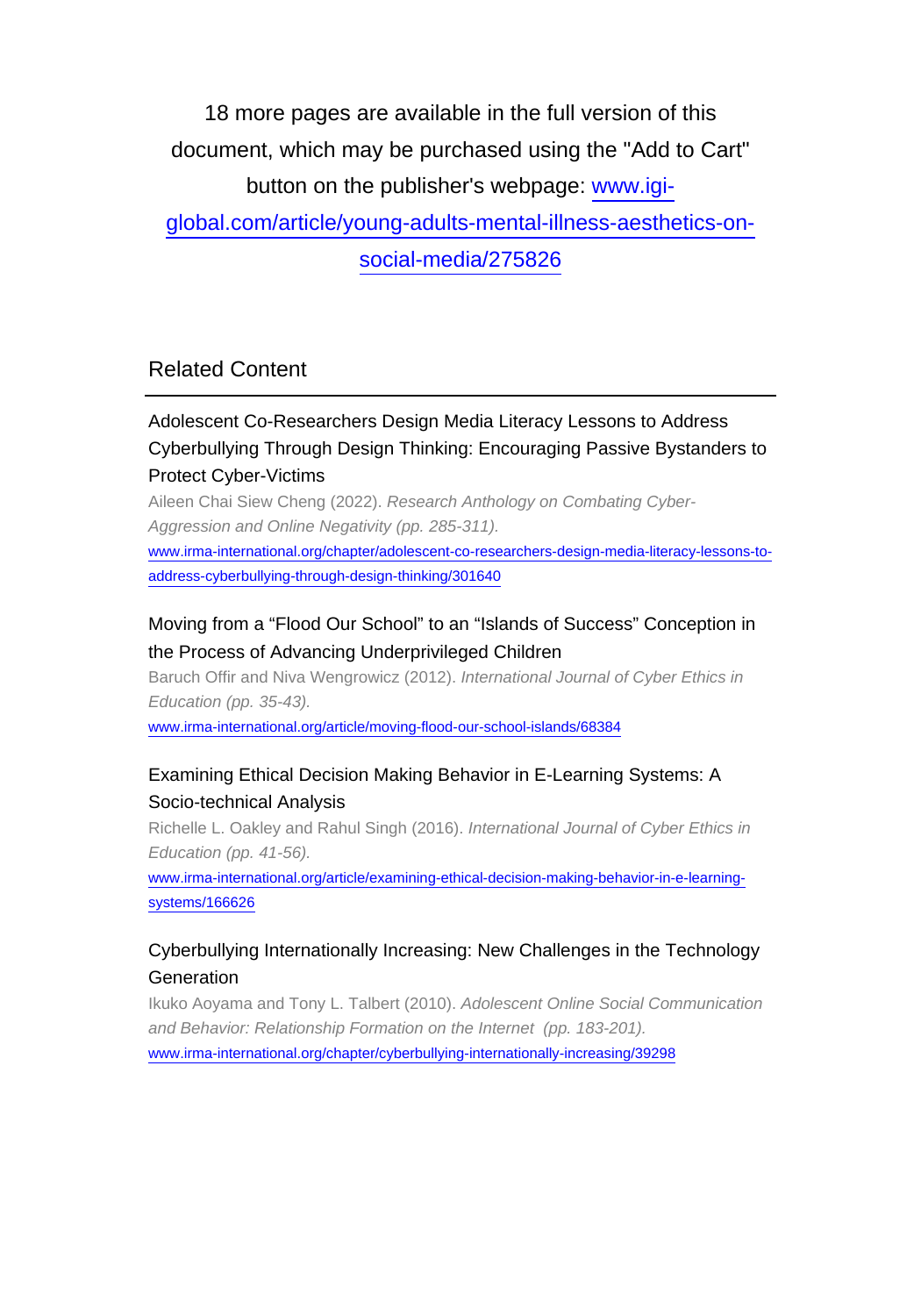18 more pages are available in the full version of this document, which may be purchased using the "Add to Cart" button on the publisher's webpage: [www.igi-global.com/article/young-adults-mental-illness-aesthetics-on-social-media/275826](www.igi-global.com/article/young-adults-mental-illness-aesthetics-on-social-media/275826)

## Related Content

Adolescent Co-Researchers Design Media Literacy Lessons to Address Cyberbullying Through Design Thinking: Encouraging Passive Bystanders to Protect Cyber-Victims

Aileen Chai Siew Cheng (2022). *Research Anthology on Combating Cyber-Aggression and Online Negativity (pp. 285-311).*

[www.irma-international.org/chapter/adolescent-co-researchers-design-media-literacy-lessons-to-address-cyberbullying-through-design-thinking/301640](www.irma-international.org/chapter/adolescent-co-researchers-design-media-literacy-lessons-to-address-cyberbullying-through-design-thinking/301640)

Moving from a “Flood Our School” to an “Islands of Success” Conception in the Process of Advancing Underprivileged Children

Baruch Offir and Niva Wengrowicz (2012). *International Journal of Cyber Ethics in Education (pp. 35-43).*

[www.irma-international.org/article/moving-flood-our-school-islands/68384](www.irma-international.org/article/moving-flood-our-school-islands/68384)

Examining Ethical Decision Making Behavior in E-Learning Systems: A Socio-technical Analysis

Richelle L. Oakley and Rahul Singh (2016). *International Journal of Cyber Ethics in Education (pp. 41-56).*

[www.irma-international.org/article/examining-ethical-decision-making-behavior-in-e-learning-systems/166626](www.irma-international.org/article/examining-ethical-decision-making-behavior-in-e-learning-systems/166626)

Cyberbullying Internationally Increasing: New Challenges in the Technology Generation

Ikuko Aoyama and Tony L. Talbert (2010). *Adolescent Online Social Communication and Behavior: Relationship Formation on the Internet (pp. 183-201).*

[www.irma-international.org/chapter/cyberbullying-internationally-increasing/39298](www.irma-international.org/chapter/cyberbullying-internationally-increasing/39298)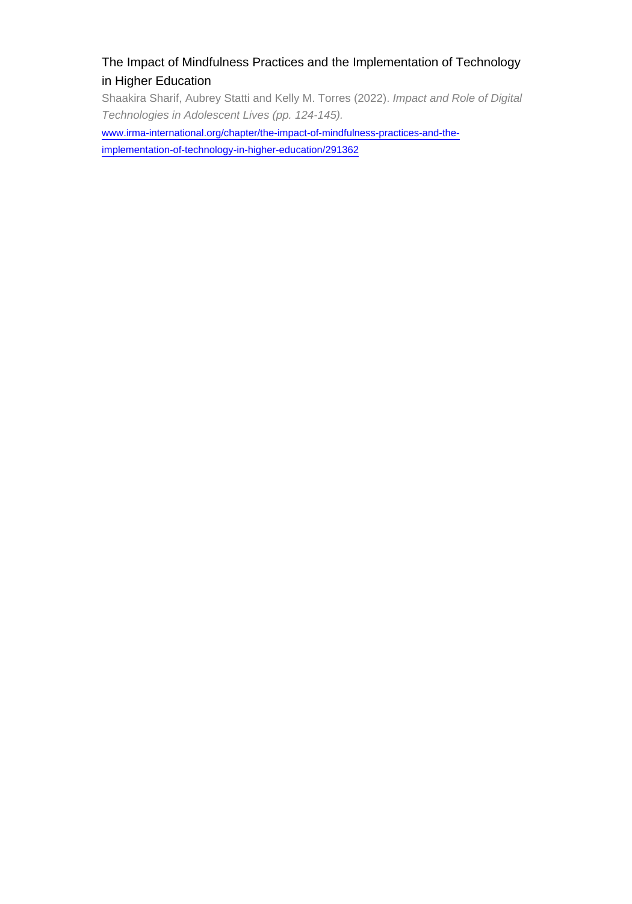The Impact of Mindfulness Practices and the Implementation of Technology in Higher Education

Shaakira Sharif, Aubrey Statti and Kelly M. Torres (2022). *Impact and Role of Digital Technologies in Adolescent Lives (pp. 124-145).*

[www.irma-international.org/chapter/the-impact-of-mindfulness-practices-and-the-implementation-of-technology-in-higher-education/291362](www.irma-international.org/chapter/the-impact-of-mindfulness-practices-and-the-implementation-of-technology-in-higher-education/291362)